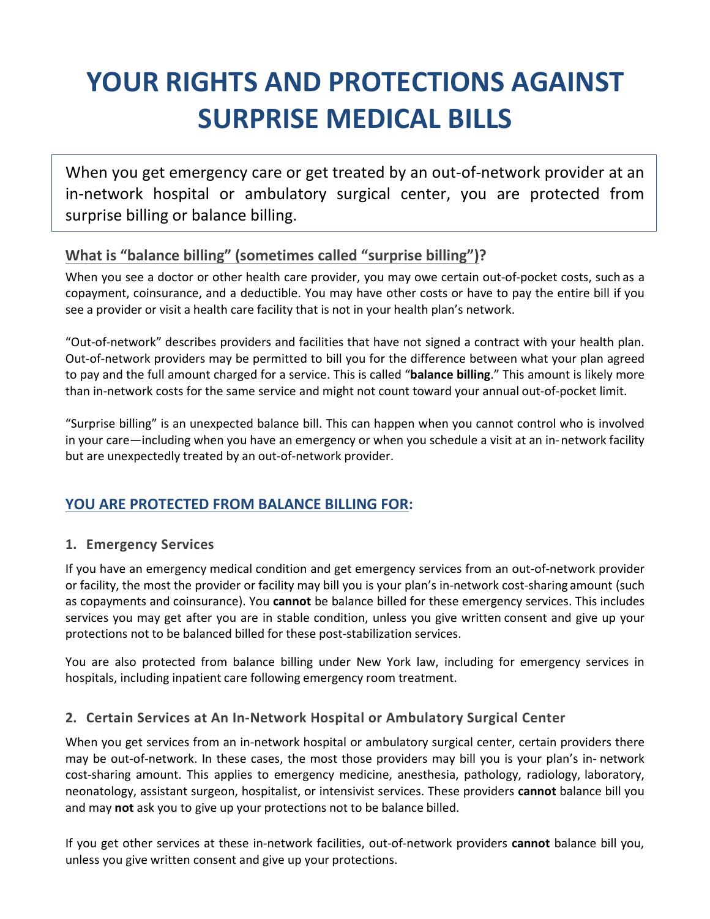# YOUR RIGHTS AND PROTECTIONS AGAINST SURPRISE MEDICAL BILLS

When you get emergency care or get treated by an out-of-network provider at an in-network hospital or ambulatory surgical center, you are protected from surprise billing or balance billing.

## What is "balance billing" (sometimes called "surprise billing")?

When you see a doctor or other health care provider, you may owe certain out-of-pocket costs, such as a copayment, coinsurance, and a deductible. You may have other costs or have to pay the entire bill if you see a provider or visit a health care facility that is not in your health plan's network.

"Out-of-network" describes providers and facilities that have not signed a contract with your health plan. Out-of-network providers may be permitted to bill you for the difference between what your plan agreed to pay and the full amount charged for a service. This is called "**balance billing**." This amount is likely more than in-network costs for the same service and might not count toward your annual out-of-pocket limit.

"Surprise billing" is an unexpected balance bill. This can happen when you cannot control who is involved in your care—including when you have an emergency or when you schedule a visit at an in-network facility but are unexpectedly treated by an out-of-network provider.

## YOU ARE PROTECTED FROM BALANCE BILLING FOR:

### 1. Emergency Services

If you have an emergency medical condition and get emergency services from an out-of-network provider or facility, the most the provider or facility may bill you is your plan's in-network cost-sharing amount (such as copayments and coinsurance). You **cannot** be balance billed for these emergency services. This includes services you may get after you are in stable condition, unless you give written consent and give up your protections not to be balanced billed for these post-stabilization services.

You are also protected from balance billing under New York law, including for emergency services in hospitals, including inpatient care following emergency room treatment.

### 2. Certain Services at An In-Network Hospital or Ambulatory Surgical Center

When you get services from an in-network hospital or ambulatory surgical center, certain providers there may be out-of-network. In these cases, the most those providers may bill you is your plan's in-network cost-sharing amount. This applies to emergency medicine, anesthesia, pathology, radiology, laboratory, neonatology, assistant surgeon, hospitalist, or intensivist services. These providers **cannot** balance bill you and may **not** ask you to give up your protections not to be balance billed.

If you get other services at these in-network facilities, out-of-network providers **cannot** balance bill you, unless you give written consent and give up your protections.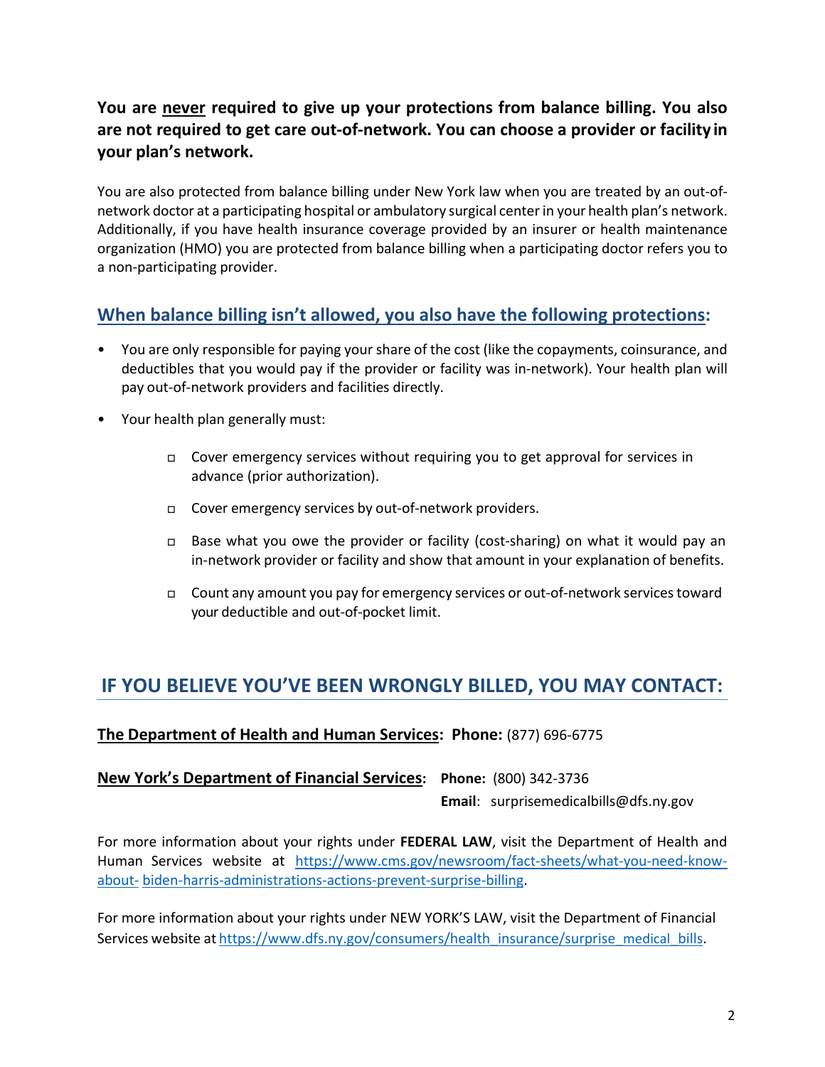**You are <u>never</u> required to give up your protections from balance billing. You also are not required to get care out-of-network. You can choose a provider or facility in your plan's network.**

You are also protected from balance billing under New York law when you are treated by an out-of-network doctor at a participating hospital or ambulatory surgical center in your health plan's network. Additionally, if you have health insurance coverage provided by an insurer or health maintenance organization (HMO) you are protected from balance billing when a participating doctor refers you to a non-participating provider.

## <u>When balance billing isn't allowed, you also have the following protections</u>:

- You are only responsible for paying your share of the cost (like the copayments, coinsurance, and deductibles that you would pay if the provider or facility was in-network). Your health plan will pay out-of-network providers and facilities directly.
- Your health plan generally must:
  - Cover emergency services without requiring you to get approval for services in advance (prior authorization).
  - Cover emergency services by out-of-network providers.
  - Base what you owe the provider or facility (cost-sharing) on what it would pay an in-network provider or facility and show that amount in your explanation of benefits.
  - Count any amount you pay for emergency services or out-of-network services toward your deductible and out-of-pocket limit.

## IF YOU BELIEVE YOU'VE BEEN WRONGLY BILLED, YOU MAY CONTACT:

**<u>The Department of Health and Human Services</u>: Phone:** (877) 696-6775

**<u>New York's Department of Financial Services</u>: Phone:** (800) 342-3736
**Email**: surprisemedicalbills@dfs.ny.gov

For more information about your rights under **FEDERAL LAW**, visit the Department of Health and Human Services website at https://www.cms.gov/newsroom/fact-sheets/what-you-need-know-about- biden-harris-administrations-actions-prevent-surprise-billing.

For more information about your rights under NEW YORK'S LAW, visit the Department of Financial Services website at https://www.dfs.ny.gov/consumers/health_insurance/surprise_medical_bills.